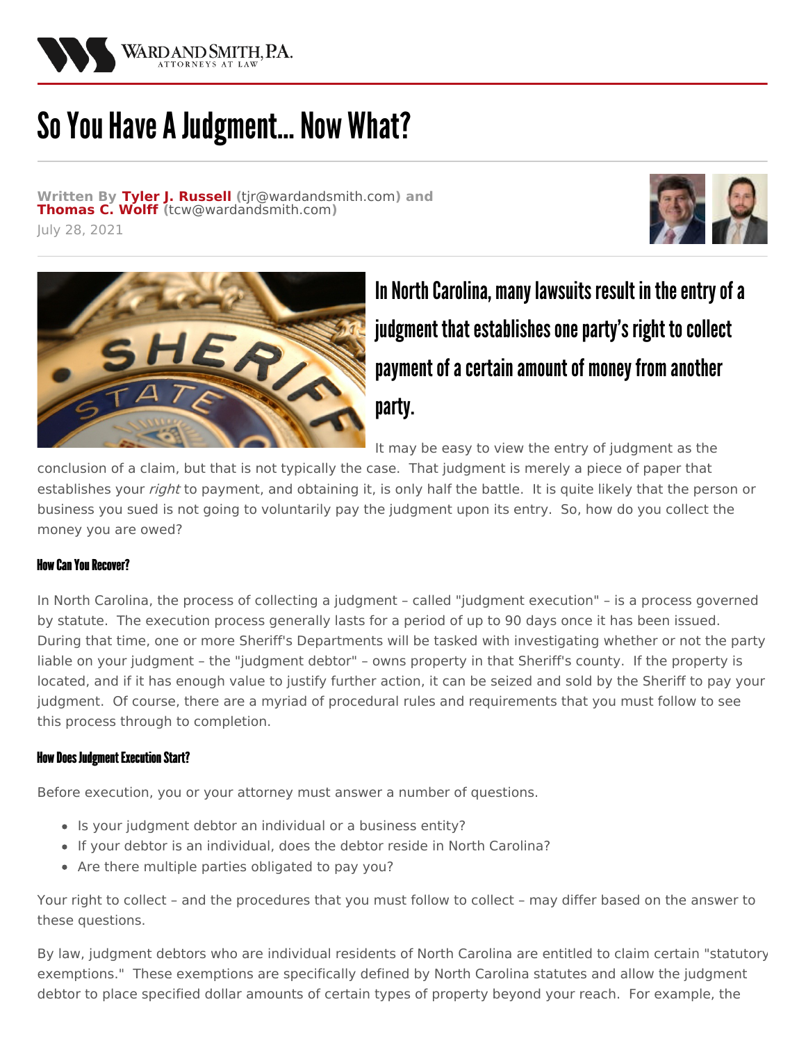# So You Have A Judgment... Now What?

**Written By Tyler J. Russell** (tjr@wardandsmith.com) **and Thomas C. Wolff** (tcw@wardandsmith.com)

July 28, 2021

## In North Carolina, many lawsuits result in the entry of a judgment that establishes one party's right to collect payment of a certain amount of money from another party.

It may be easy to view the entry of judgment as the conclusion of a claim, but that is not typically the case. That judgment is merely a piece of paper that establishes your *right* to payment, and obtaining it, is only half the battle. It is quite likely that the person or business you sued is not going to voluntarily pay the judgment upon its entry. So, how do you collect the money you are owed?

#### How Can You Recover?

In North Carolina, the process of collecting a judgment – called "judgment execution" – is a process governed by statute. The execution process generally lasts for a period of up to 90 days once it has been issued. During that time, one or more Sheriff's Departments will be tasked with investigating whether or not the party liable on your judgment – the "judgment debtor" – owns property in that Sheriff's county. If the property is located, and if it has enough value to justify further action, it can be seized and sold by the Sheriff to pay your judgment. Of course, there are a myriad of procedural rules and requirements that you must follow to see this process through to completion.

#### How Does Judgment Execution Start?

Before execution, you or your attorney must answer a number of questions.

- Is your judgment debtor an individual or a business entity?
- If your debtor is an individual, does the debtor reside in North Carolina?
- Are there multiple parties obligated to pay you?

Your right to collect – and the procedures that you must follow to collect – may differ based on the answer to these questions.

By law, judgment debtors who are individual residents of North Carolina are entitled to claim certain "statutory exemptions." These exemptions are specifically defined by North Carolina statutes and allow the judgment debtor to place specified dollar amounts of certain types of property beyond your reach. For example, the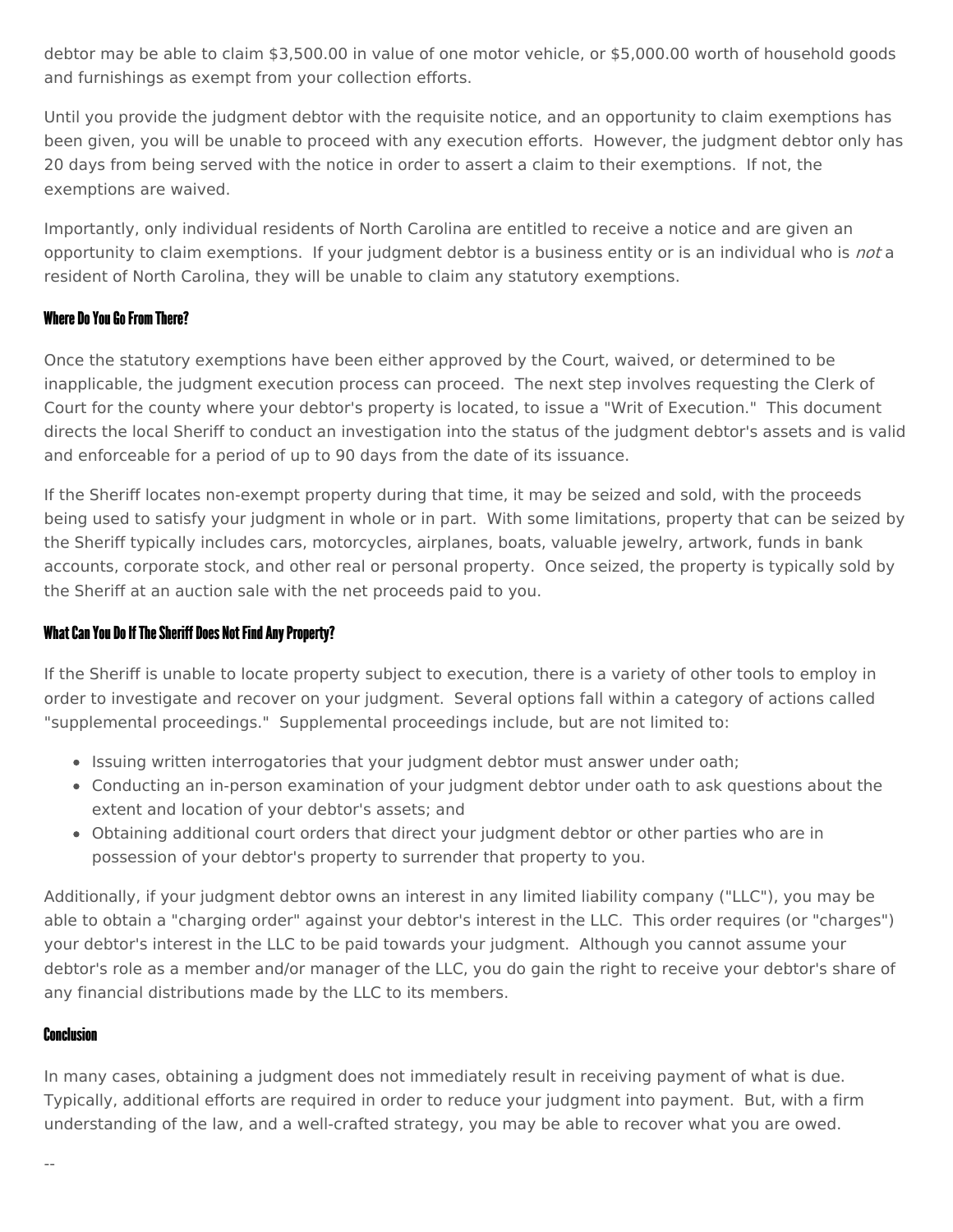debtor may be able to claim $3,500.00 in value of one motor vehicle, or $5,000.00 worth of household goods and furnishings as exempt from your collection efforts.

Until you provide the judgment debtor with the requisite notice, and an opportunity to claim exemptions has been given, you will be unable to proceed with any execution efforts. However, the judgment debtor only has 20 days from being served with the notice in order to assert a claim to their exemptions. If not, the exemptions are waived.

Importantly, only individual residents of North Carolina are entitled to receive a notice and are given an opportunity to claim exemptions. If your judgment debtor is a business entity or is an individual who is *not* a resident of North Carolina, they will be unable to claim any statutory exemptions.

#### Where Do You Go From There?

Once the statutory exemptions have been either approved by the Court, waived, or determined to be inapplicable, the judgment execution process can proceed. The next step involves requesting the Clerk of Court for the county where your debtor's property is located, to issue a "Writ of Execution." This document directs the local Sheriff to conduct an investigation into the status of the judgment debtor's assets and is valid and enforceable for a period of up to 90 days from the date of its issuance.

If the Sheriff locates non-exempt property during that time, it may be seized and sold, with the proceeds being used to satisfy your judgment in whole or in part. With some limitations, property that can be seized by the Sheriff typically includes cars, motorcycles, airplanes, boats, valuable jewelry, artwork, funds in bank accounts, corporate stock, and other real or personal property. Once seized, the property is typically sold by the Sheriff at an auction sale with the net proceeds paid to you.

#### What Can You Do If The Sheriff Does Not Find Any Property?

If the Sheriff is unable to locate property subject to execution, there is a variety of other tools to employ in order to investigate and recover on your judgment. Several options fall within a category of actions called "supplemental proceedings." Supplemental proceedings include, but are not limited to:

- Issuing written interrogatories that your judgment debtor must answer under oath;
- Conducting an in-person examination of your judgment debtor under oath to ask questions about the extent and location of your debtor's assets; and
- Obtaining additional court orders that direct your judgment debtor or other parties who are in possession of your debtor's property to surrender that property to you.

Additionally, if your judgment debtor owns an interest in any limited liability company ("LLC"), you may be able to obtain a "charging order" against your debtor's interest in the LLC. This order requires (or "charges") your debtor's interest in the LLC to be paid towards your judgment. Although you cannot assume your debtor's role as a member and/or manager of the LLC, you do gain the right to receive your debtor's share of any financial distributions made by the LLC to its members.

#### Conclusion

In many cases, obtaining a judgment does not immediately result in receiving payment of what is due. Typically, additional efforts are required in order to reduce your judgment into payment. But, with a firm understanding of the law, and a well-crafted strategy, you may be able to recover what you are owed.

--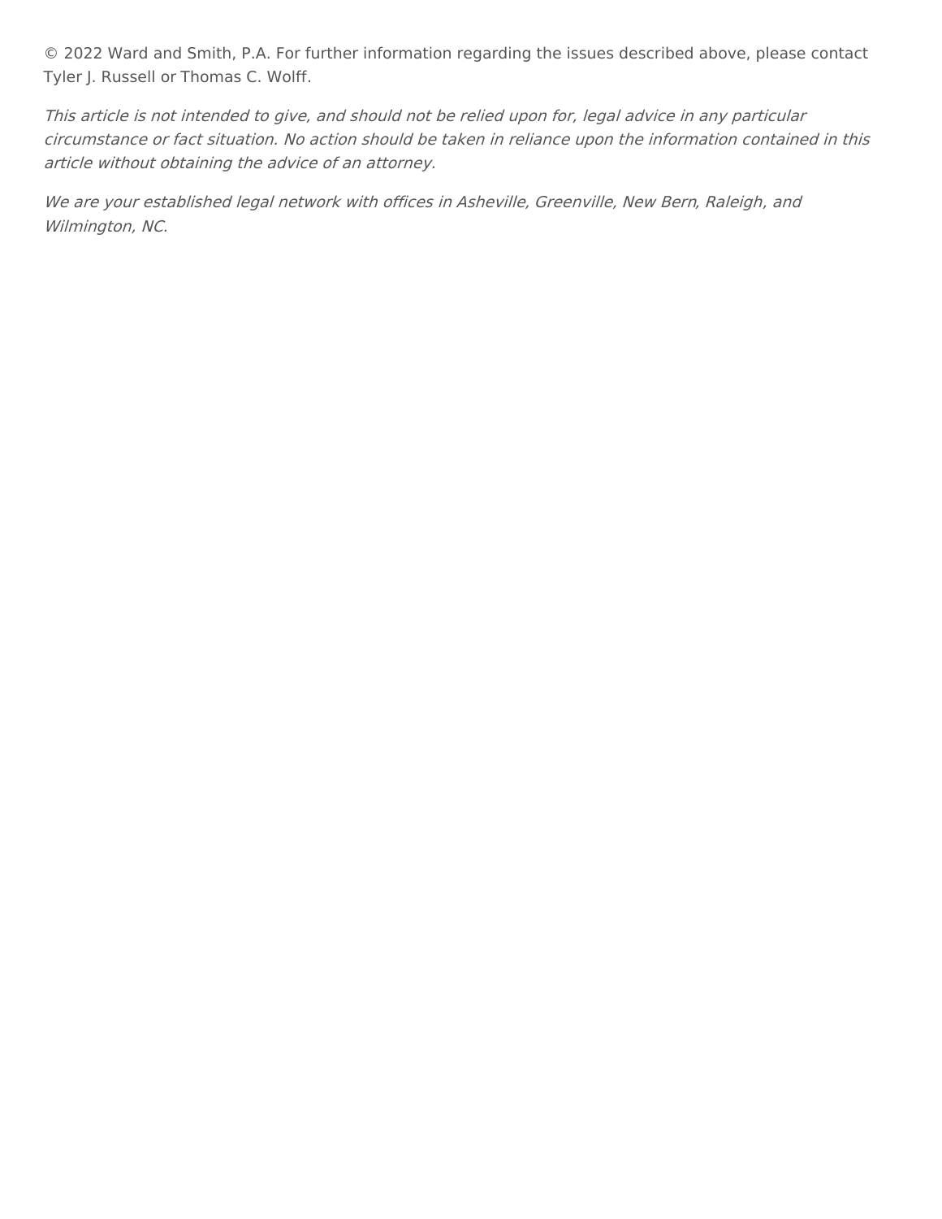© 2022 Ward and Smith, P.A. For further information regarding the issues described above, please contact Tyler J. Russell or Thomas C. Wolff.

*This article is not intended to give, and should not be relied upon for, legal advice in any particular circumstance or fact situation. No action should be taken in reliance upon the information contained in this article without obtaining the advice of an attorney.*

*We are your established legal network with offices in Asheville, Greenville, New Bern, Raleigh, and Wilmington, NC.*